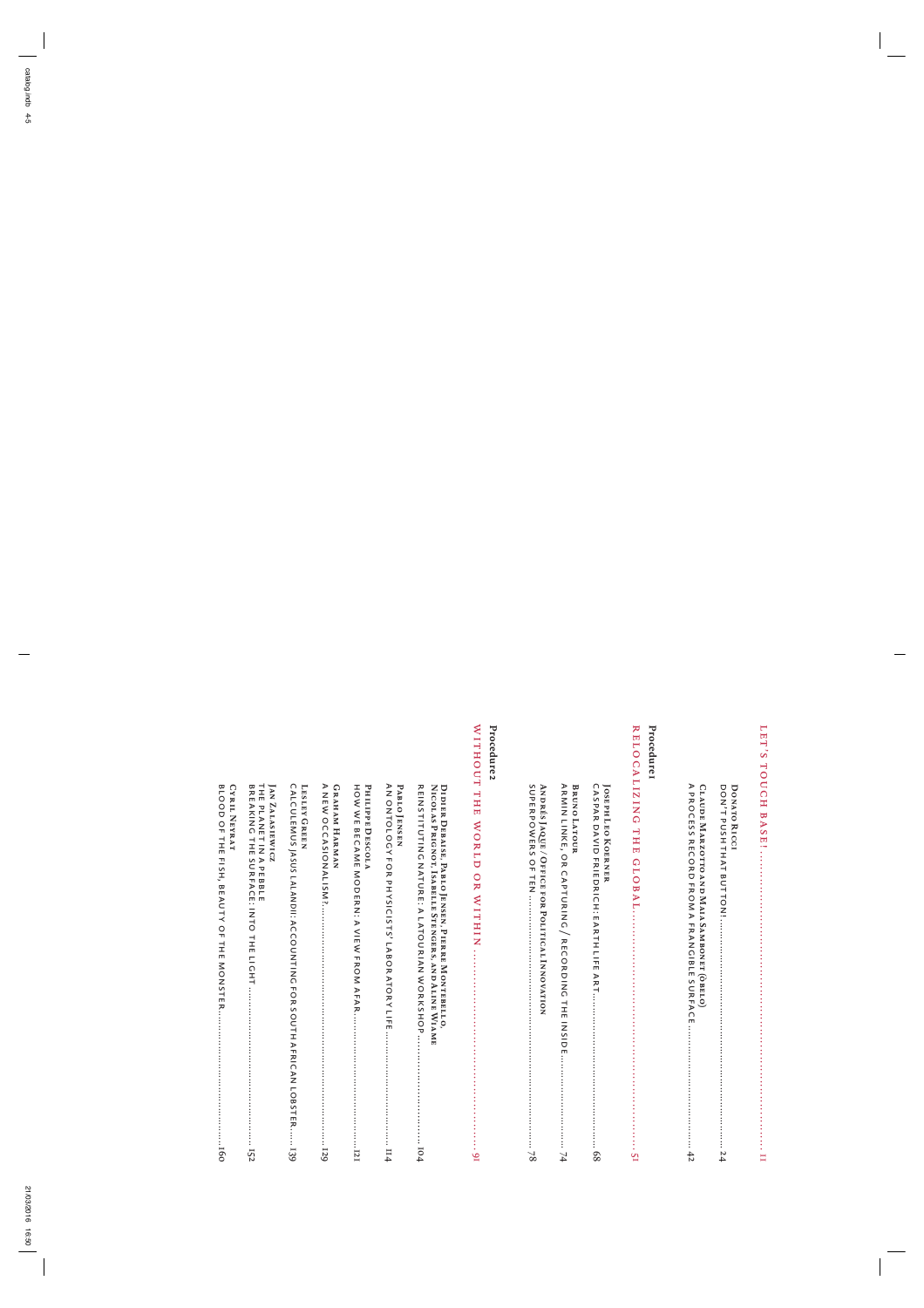## LET'S TOUCH BASE! ........ 11

**Donato Ricci**
DON'T PUSH THAT BUTTON! ........ 24

**Claude Marzotto and Maia Sambonet (Òbelo)**
A PROCESS RECORD FROM A FRANGIBLE SURFACE ........ 42

**Procedure 1**

## RELOCALIZING THE GLOBAL ........ 51

**Joseph Leo Koerner**
CASPAR DAVID FRIEDRICH: EARTH LIFE ART ........ 68

**Bruno Latour**
ARMIN LINKE, OR CAPTURING / RECORDING THE INSIDE ........ 74

**Andrés Jaque / Office for Political Innovation**
SUPERPOWERS OF TEN ........ 78

**Procedure 2**

## WITHOUT THE WORLD OR WITHIN ........ 91

**Didier Debaise, Pablo Jensen, Pierre Montebello, Nicolas Prignot, Isabelle Stengers, and Aline Wiame**
REINSTITUTING NATURE: A LATOURIAN WORKSHOP ........ 104

**Pablo Jensen**
AN ONTOLOGY FOR PHYSICISTS' LABORATORY LIFE ........ 114

**Philippe Descola**
HOW WE BECAME MODERN: A VIEW FROM AFAR ........ 121

**Graham Harman**
A NEW OCCASIONALISM? ........ 129

**Lesley Green**
CALCULEMUS JASUS LALANDII: ACCOUNTING FOR SOUTH AFRICAN LOBSTER ........ 139

**Jan Zalasiewicz**
THE PLANET IN A PEBBLE
BREAKING THE SURFACE: INTO THE LIGHT ........ 152

**Cyril Neyrat**
BLOOD OF THE FISH, BEAUTY OF THE MONSTER ........ 160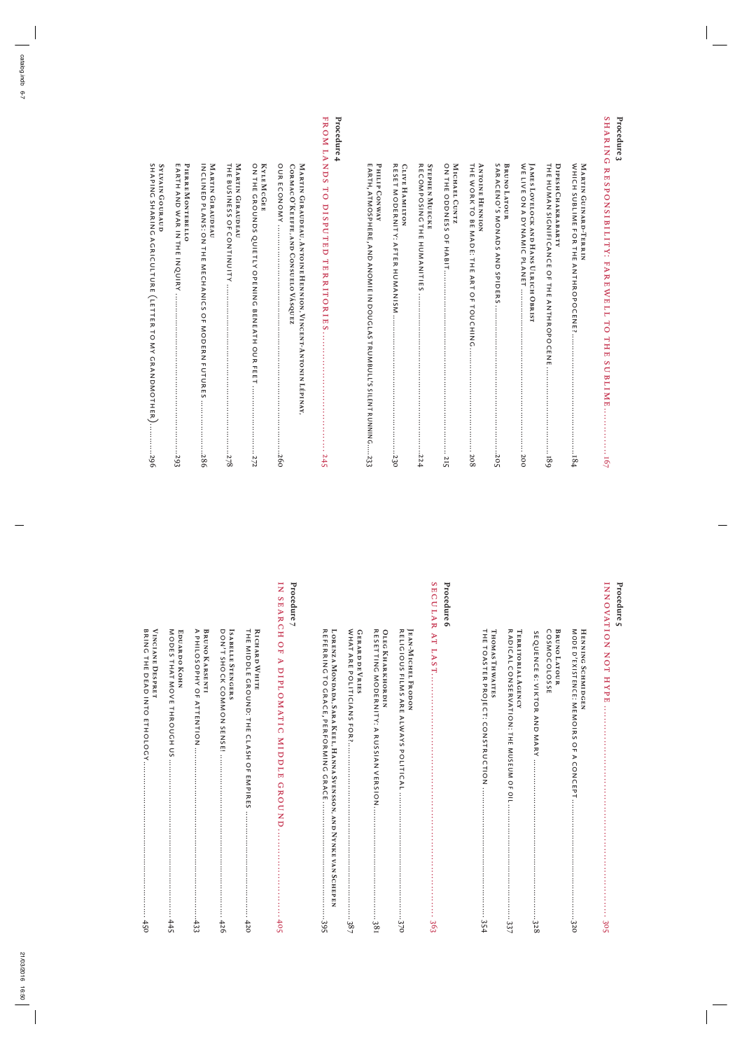## Procedure 3

### SHARING RESPONSIBILITY: FAREWELL TO THE SUBLIME ........ 167

Martin Guinard-Terrin
WHICH SUBLIME FOR THE ANTHROPOCENE? ........ 184

Dipesh Chakrabarty
THE HUMAN SIGNIFICANCE OF THE ANTHROPOCENE ........ 189

James Lovelock and Hans Ulrich Obrist
WE LIVE ON A DYNAMIC PLANET ........ 200

Bruno Latour
SARACENO'S MONADS AND SPIDERS ........ 205

Antoine Hennion
THE WORK TO BE MADE: THE ART OF TOUCHING ........ 208

Michael Cuntz
ON THE ODDNESS OF HABIT ........ 215

Stephen Muecke
RECOMPOSING THE HUMANITIES ........ 224

Clive Hamilton
RESET MODERNITY: AFTER HUMANISM ........ 230

Philip Conway
EARTH, ATMOSPHERE, AND ANOMIE IN DOUGLAS TRUMBULL'S SILENT RUNNING ........ 233

## Procedure 4

### FROM LANDS TO DISPUTED TERRITORIES ........ 245

Martin Giraudeau, Antoine Hennion, Vincent-Antonin Lépinay, Cormac O'Keeffe, and Consuelo Vásquez
OUR ECONOMY ........ 260

Kyle McGee
ON THE GROUNDS QUIETLY OPENING BENEATH OUR FEET ........ 272

Martin Giraudeau
THE BUSINESS OF CONTINUITY ........ 278

Martin Giraudeau
INCLINED PLANS: ON THE MECHANICS OF MODERN FUTURES ........ 286

Pierre Montebello
EARTH AND WAR IN THE INQUIRY ........ 293

Sylvain Gouraud
SHAPING SHARING AGRICULTURE (LETTER TO MY GRANDMOTHER) ........ 296

## Procedure 5

### INNOVATION NOT HYPE ........ 305

Henning Schmidgen
MODE D'EXISTENCE: MEMOIRS OF A CONCEPT ........ 320

Bruno Latour
COSMOCOLOSSE
SEQUENCE 6: VIKTOR AND MARY ........ 328

Territorial Agency
RADICAL CONSERVATION: THE MUSEUM OF OIL ........ 337

Thomas Thwaites
THE TOASTER PROJECT: CONSTRUCTION ........ 354

## Procedure 6

### SECULAR AT LAST ........ 363

Jean-Michel Frodon
RELIGIOUS FILMS ARE ALWAYS POLITICAL ........ 370

Oleg Kharkhordin
RESETTING MODERNITY: A RUSSIAN VERSION ........ 381

Gerard de Vries
WHAT ARE POLITICIANS FOR? ........ 387

Lorenza Mondada, Sara Keel, Hanna Svensson, and Nynke van Schepen
REFERRING TO GRACE, PERFORMING GRACE ........ 395

## Procedure 7

### IN SEARCH OF A DIPLOMATIC MIDDLE GROUND ........ 405

Richard White
THE MIDDLE GROUND: THE CLASH OF EMPIRES ........ 420

Isabelle Stengers
DON'T SHOCK COMMON SENSE! ........ 426

Bruno Karsenti
A PHILOSOPHY OF ATTENTION ........ 433

Eduardo Kohn
MODES THAT MOVE THROUGH US ........ 445

Vinciane Despret
BRING THE DEAD INTO ETHOLOGY ........ 450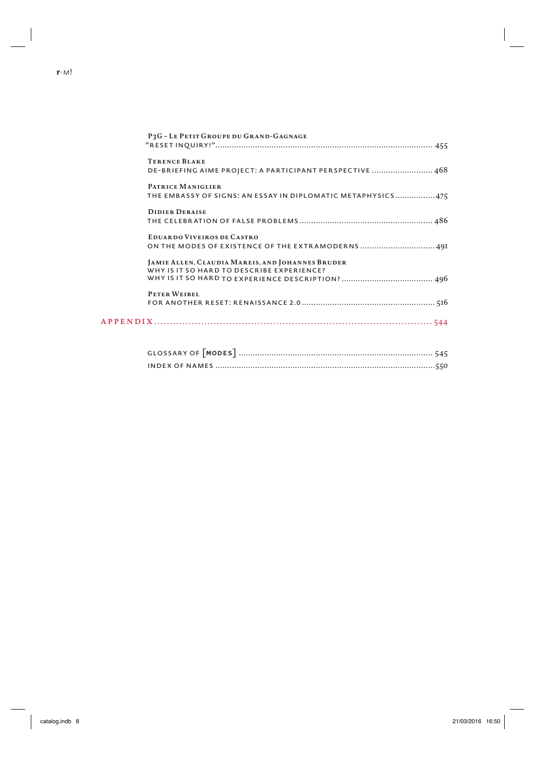P3G – Le Petit Groupe du Grand-Gagnage
"RESET INQUIRY!" ............................................................ 455

Terence Blake
DE-BRIEFING AIME PROJECT: A PARTICIPANT PERSPECTIVE .......................... 468

Patrice Maniglier
THE EMBASSY OF SIGNS: AN ESSAY IN DIPLOMATIC METAPHYSICS ................. 475

Didier Debaise
THE CELEBRATION OF FALSE PROBLEMS .............................................. 486

Eduardo Viveiros de Castro
ON THE MODES OF EXISTENCE OF THE EXTRAMODERNS ................................ 491

Jamie Allen, Claudia Mareis, and Johannes Bruder
WHY IS IT SO HARD TO DESCRIBE EXPERIENCE?
WHY IS IT SO HARD TO EXPERIENCE DESCRIPTION? ...................................... 496

Peter Weibel
FOR ANOTHER RESET: RENAISSANCE 2.0 ............................................. 516

APPENDIX ........................................................................ 544

GLOSSARY OF [MODES] ........................................................... 545
INDEX OF NAMES ................................................................ 550